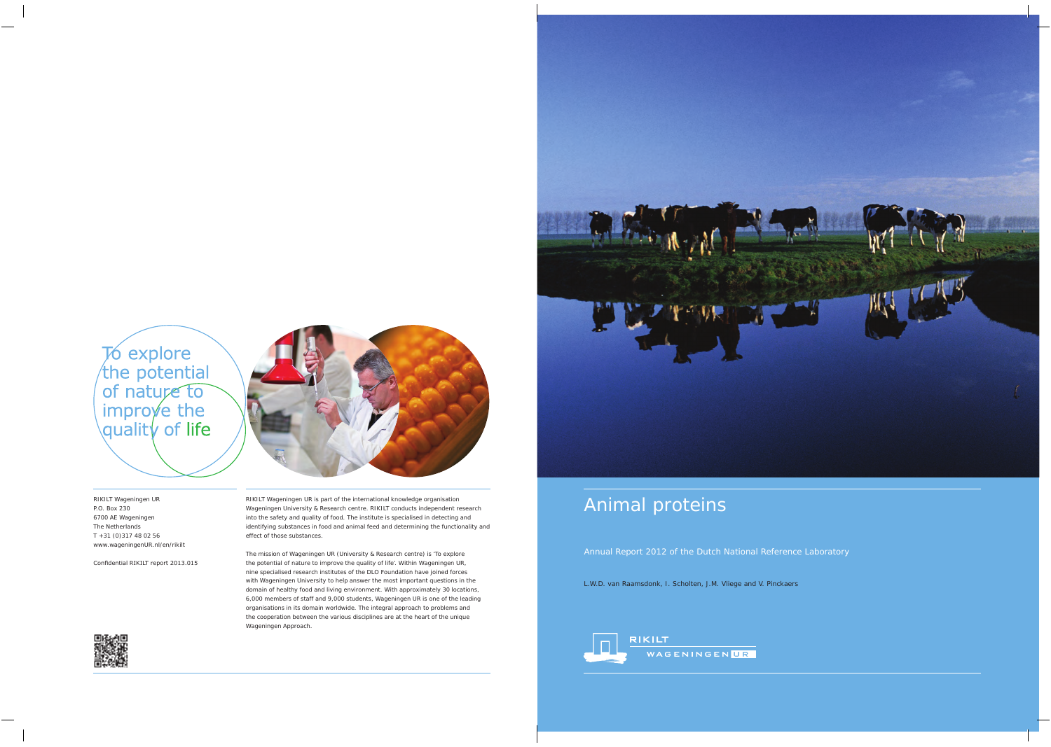# Animal proteins

Annual Report 2012 of the Dutch National Reference Laboratory

L.W.D. van Raamsdonk, I. Scholten, J.M. Vliege and V. Pinckaers

RIKILT WAGENINGEN UR

To explore the potential of nature to improve the quality of life

RIKILT Wageningen UR
P.O. Box 230
6700 AE Wageningen
The Netherlands
T +31 (0)317 48 02 56
www.wageningenUR.nl/en/rikilt

Confidential RIKILT report 2013.015

RIKILT Wageningen UR is part of the international knowledge organisation Wageningen University & Research centre. RIKILT conducts independent research into the safety and quality of food. The institute is specialised in detecting and identifying substances in food and animal feed and determining the functionality and effect of those substances.

The mission of Wageningen UR (University & Research centre) is 'To explore the potential of nature to improve the quality of life'. Within Wageningen UR, nine specialised research institutes of the DLO Foundation have joined forces with Wageningen University to help answer the most important questions in the domain of healthy food and living environment. With approximately 30 locations, 6,000 members of staff and 9,000 students, Wageningen UR is one of the leading organisations in its domain worldwide. The integral approach to problems and the cooperation between the various disciplines are at the heart of the unique Wageningen Approach.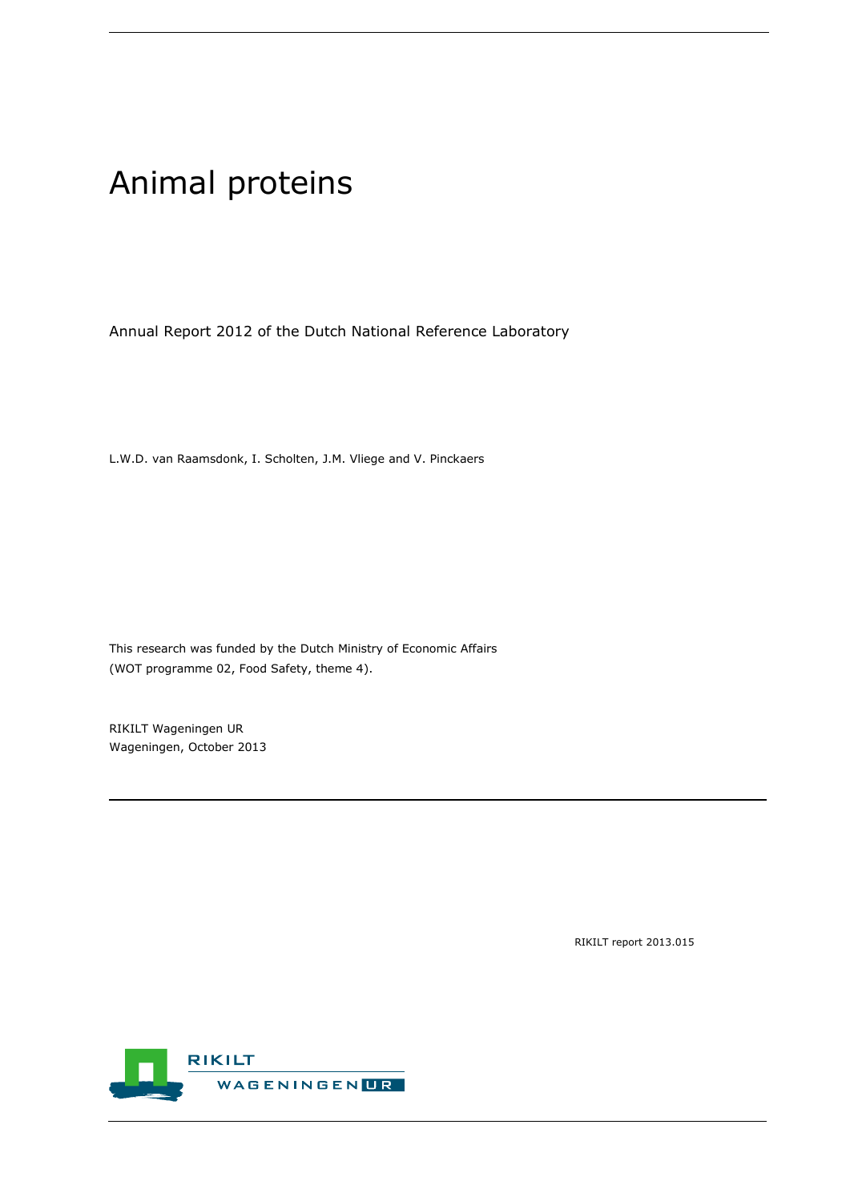# Animal proteins

Annual Report 2012 of the Dutch National Reference Laboratory

L.W.D. van Raamsdonk, I. Scholten, J.M. Vliege and V. Pinckaers

This research was funded by the Dutch Ministry of Economic Affairs
(WOT programme 02, Food Safety, theme 4).

RIKILT Wageningen UR
Wageningen, October 2013

RIKILT report 2013.015

RIKILT
WAGENINGEN UR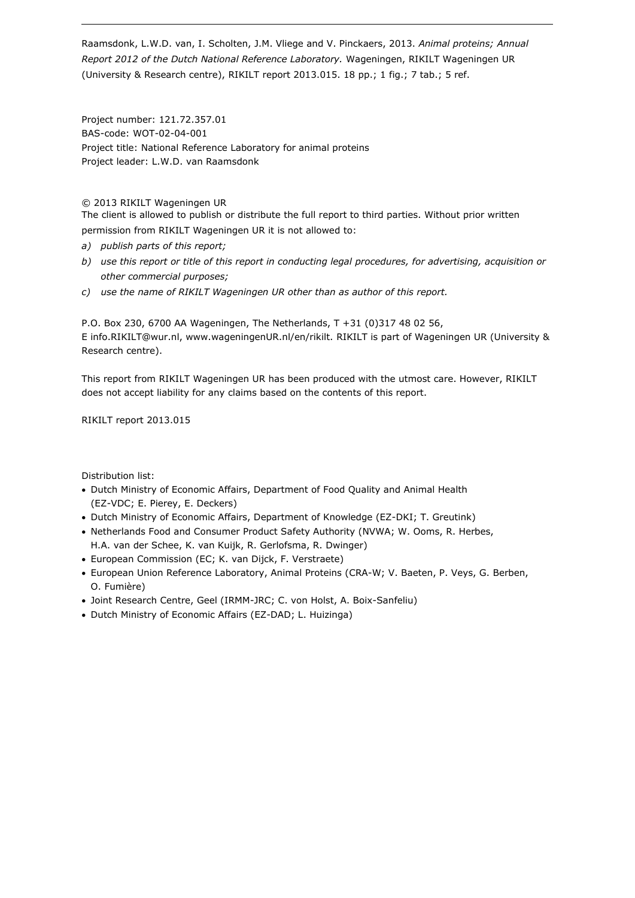Raamsdonk, L.W.D. van, I. Scholten, J.M. Vliege and V. Pinckaers, 2013. *Animal proteins; Annual Report 2012 of the Dutch National Reference Laboratory.* Wageningen, RIKILT Wageningen UR (University & Research centre), RIKILT report 2013.015. 18 pp.; 1 fig.; 7 tab.; 5 ref.

Project number: 121.72.357.01
BAS-code: WOT-02-04-001
Project title: National Reference Laboratory for animal proteins
Project leader: L.W.D. van Raamsdonk

© 2013 RIKILT Wageningen UR
The client is allowed to publish or distribute the full report to third parties. Without prior written permission from RIKILT Wageningen UR it is not allowed to:

*a) publish parts of this report;*

*b) use this report or title of this report in conducting legal procedures, for advertising, acquisition or other commercial purposes;*

*c) use the name of RIKILT Wageningen UR other than as author of this report.*

P.O. Box 230, 6700 AA Wageningen, The Netherlands, T +31 (0)317 48 02 56,
E info.RIKILT@wur.nl, www.wageningenUR.nl/en/rikilt. RIKILT is part of Wageningen UR (University & Research centre).

This report from RIKILT Wageningen UR has been produced with the utmost care. However, RIKILT does not accept liability for any claims based on the contents of this report.

RIKILT report 2013.015

Distribution list:

- Dutch Ministry of Economic Affairs, Department of Food Quality and Animal Health (EZ-VDC; E. Pierey, E. Deckers)
- Dutch Ministry of Economic Affairs, Department of Knowledge (EZ-DKI; T. Greutink)
- Netherlands Food and Consumer Product Safety Authority (NVWA; W. Ooms, R. Herbes, H.A. van der Schee, K. van Kuijk, R. Gerlofsma, R. Dwinger)
- European Commission (EC; K. van Dijck, F. Verstraete)
- European Union Reference Laboratory, Animal Proteins (CRA-W; V. Baeten, P. Veys, G. Berben, O. Fumière)
- Joint Research Centre, Geel (IRMM-JRC; C. von Holst, A. Boix-Sanfeliu)
- Dutch Ministry of Economic Affairs (EZ-DAD; L. Huizinga)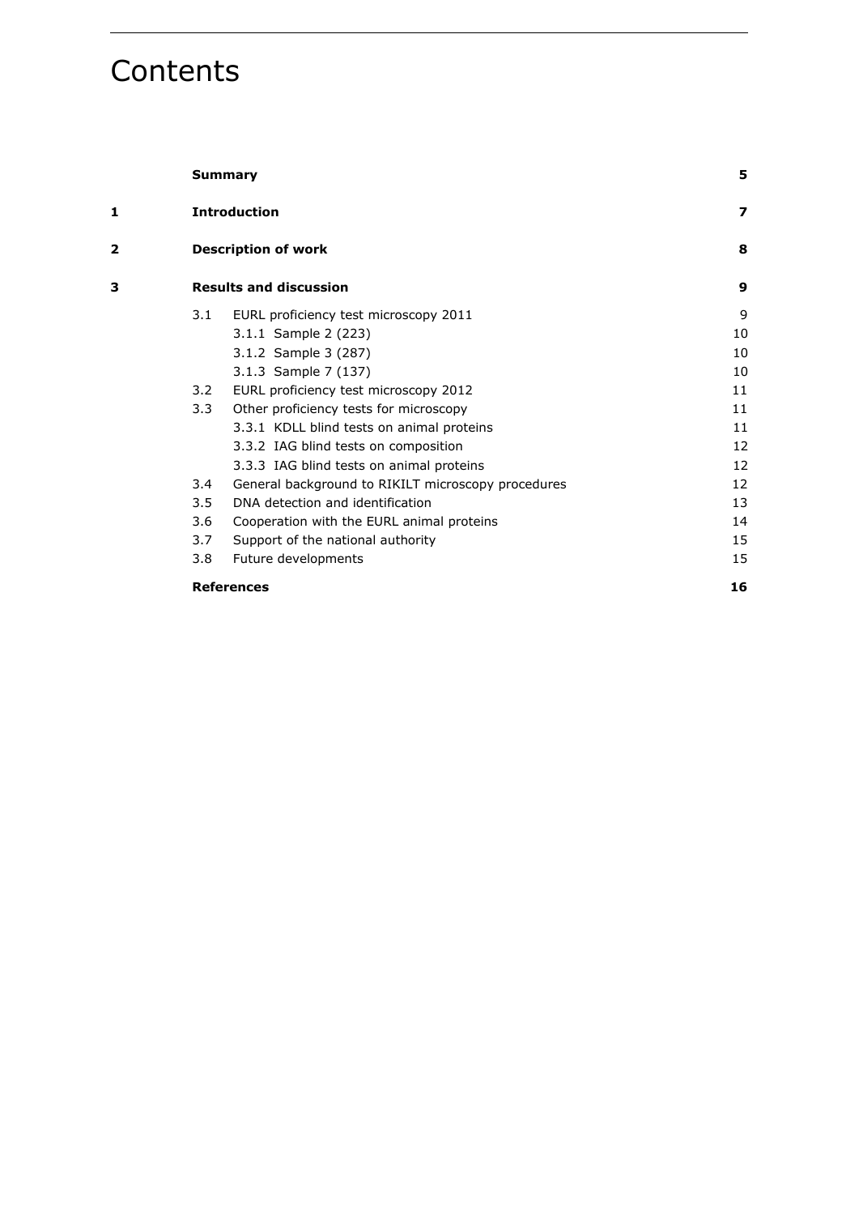# Contents

| | | | |
|---|---|---|---|
| | **Summary** | | **5** |
| **1** | **Introduction** | | **7** |
| **2** | **Description of work** | | **8** |
| **3** | **Results and discussion** | | **9** |
| | 3.1 | EURL proficiency test microscopy 2011 | 9 |
| | | 3.1.1 Sample 2 (223) | 10 |
| | | 3.1.2 Sample 3 (287) | 10 |
| | | 3.1.3 Sample 7 (137) | 10 |
| | 3.2 | EURL proficiency test microscopy 2012 | 11 |
| | 3.3 | Other proficiency tests for microscopy | 11 |
| | | 3.3.1 KDLL blind tests on animal proteins | 11 |
| | | 3.3.2 IAG blind tests on composition | 12 |
| | | 3.3.3 IAG blind tests on animal proteins | 12 |
| | 3.4 | General background to RIKILT microscopy procedures | 12 |
| | 3.5 | DNA detection and identification | 13 |
| | 3.6 | Cooperation with the EURL animal proteins | 14 |
| | 3.7 | Support of the national authority | 15 |
| | 3.8 | Future developments | 15 |
| | **References** | | **16** |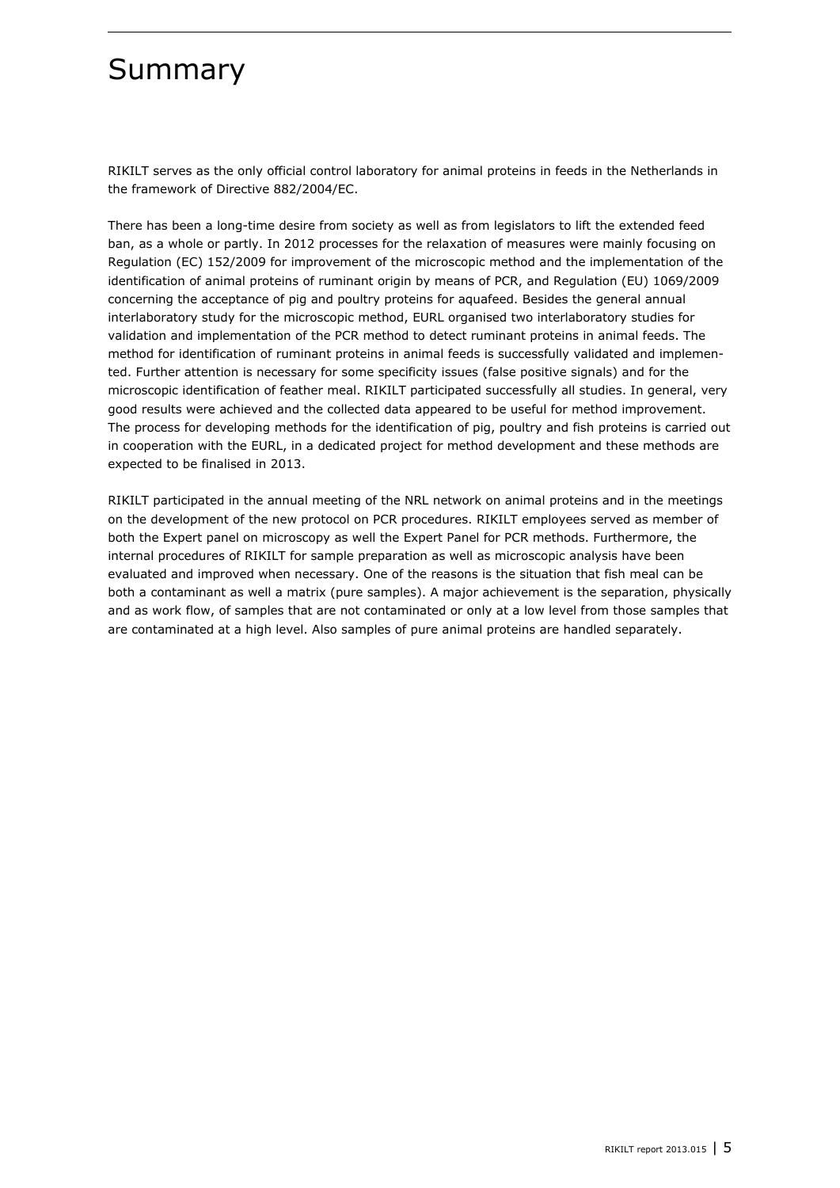# Summary

RIKILT serves as the only official control laboratory for animal proteins in feeds in the Netherlands in the framework of Directive 882/2004/EC.

There has been a long-time desire from society as well as from legislators to lift the extended feed ban, as a whole or partly. In 2012 processes for the relaxation of measures were mainly focusing on Regulation (EC) 152/2009 for improvement of the microscopic method and the implementation of the identification of animal proteins of ruminant origin by means of PCR, and Regulation (EU) 1069/2009 concerning the acceptance of pig and poultry proteins for aquafeed. Besides the general annual interlaboratory study for the microscopic method, EURL organised two interlaboratory studies for validation and implementation of the PCR method to detect ruminant proteins in animal feeds. The method for identification of ruminant proteins in animal feeds is successfully validated and implemented. Further attention is necessary for some specificity issues (false positive signals) and for the microscopic identification of feather meal. RIKILT participated successfully all studies. In general, very good results were achieved and the collected data appeared to be useful for method improvement. The process for developing methods for the identification of pig, poultry and fish proteins is carried out in cooperation with the EURL, in a dedicated project for method development and these methods are expected to be finalised in 2013.

RIKILT participated in the annual meeting of the NRL network on animal proteins and in the meetings on the development of the new protocol on PCR procedures. RIKILT employees served as member of both the Expert panel on microscopy as well the Expert Panel for PCR methods. Furthermore, the internal procedures of RIKILT for sample preparation as well as microscopic analysis have been evaluated and improved when necessary. One of the reasons is the situation that fish meal can be both a contaminant as well a matrix (pure samples). A major achievement is the separation, physically and as work flow, of samples that are not contaminated or only at a low level from those samples that are contaminated at a high level. Also samples of pure animal proteins are handled separately.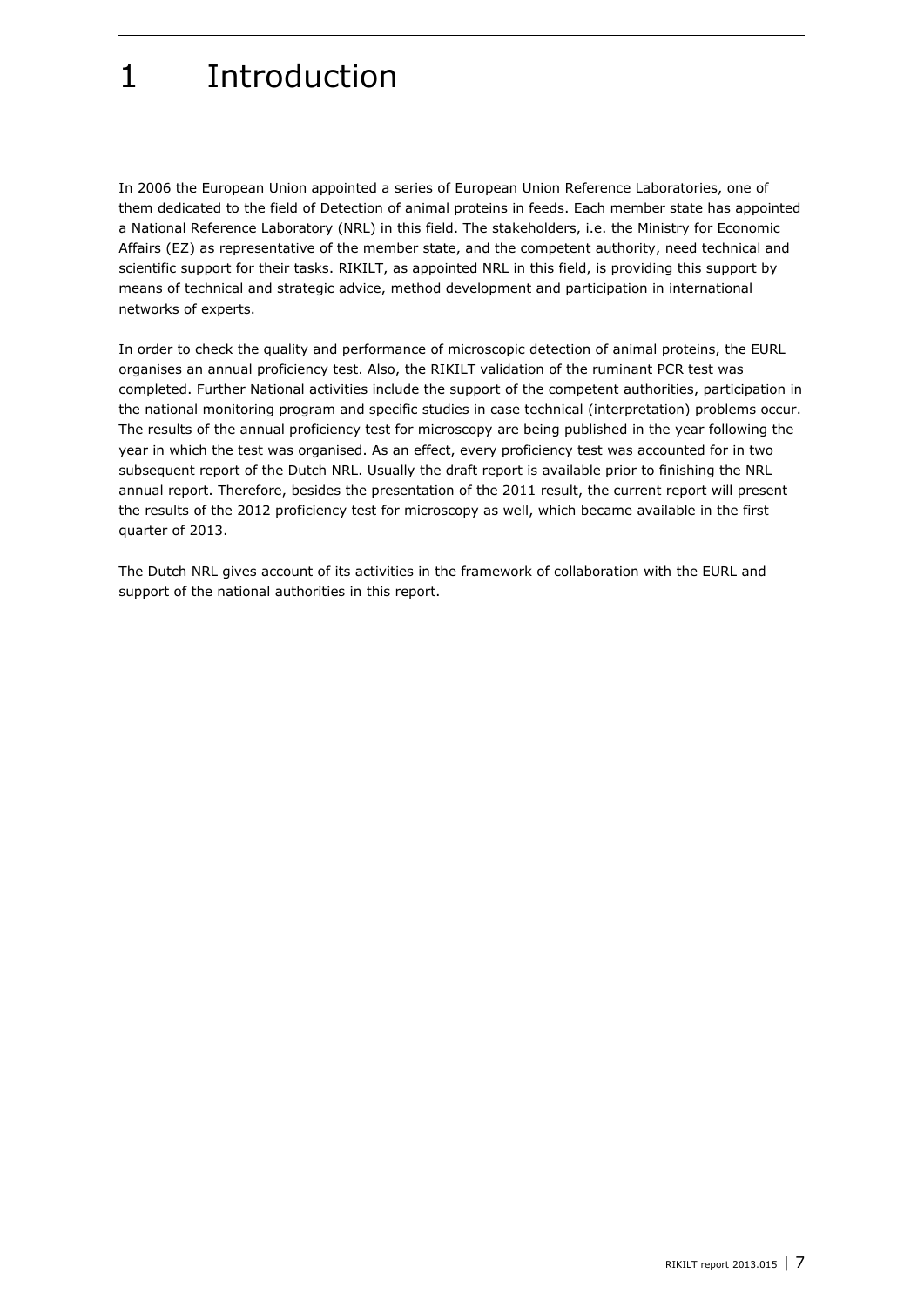# 1 Introduction

In 2006 the European Union appointed a series of European Union Reference Laboratories, one of them dedicated to the field of Detection of animal proteins in feeds. Each member state has appointed a National Reference Laboratory (NRL) in this field. The stakeholders, i.e. the Ministry for Economic Affairs (EZ) as representative of the member state, and the competent authority, need technical and scientific support for their tasks. RIKILT, as appointed NRL in this field, is providing this support by means of technical and strategic advice, method development and participation in international networks of experts.

In order to check the quality and performance of microscopic detection of animal proteins, the EURL organises an annual proficiency test. Also, the RIKILT validation of the ruminant PCR test was completed. Further National activities include the support of the competent authorities, participation in the national monitoring program and specific studies in case technical (interpretation) problems occur. The results of the annual proficiency test for microscopy are being published in the year following the year in which the test was organised. As an effect, every proficiency test was accounted for in two subsequent report of the Dutch NRL. Usually the draft report is available prior to finishing the NRL annual report. Therefore, besides the presentation of the 2011 result, the current report will present the results of the 2012 proficiency test for microscopy as well, which became available in the first quarter of 2013.

The Dutch NRL gives account of its activities in the framework of collaboration with the EURL and support of the national authorities in this report.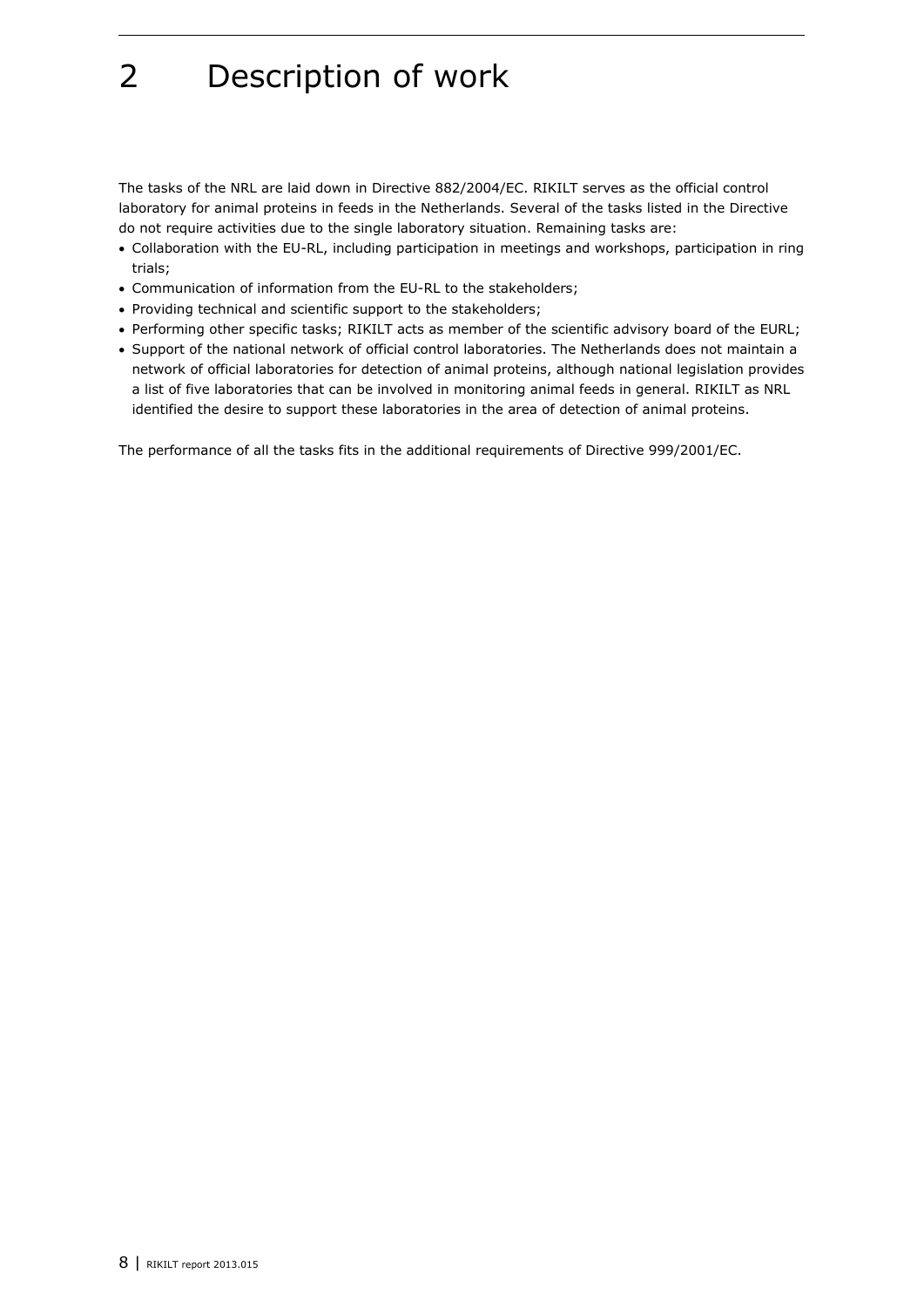# 2 Description of work

The tasks of the NRL are laid down in Directive 882/2004/EC. RIKILT serves as the official control laboratory for animal proteins in feeds in the Netherlands. Several of the tasks listed in the Directive do not require activities due to the single laboratory situation. Remaining tasks are:

- Collaboration with the EU-RL, including participation in meetings and workshops, participation in ring trials;
- Communication of information from the EU-RL to the stakeholders;
- Providing technical and scientific support to the stakeholders;
- Performing other specific tasks; RIKILT acts as member of the scientific advisory board of the EURL;
- Support of the national network of official control laboratories. The Netherlands does not maintain a network of official laboratories for detection of animal proteins, although national legislation provides a list of five laboratories that can be involved in monitoring animal feeds in general. RIKILT as NRL identified the desire to support these laboratories in the area of detection of animal proteins.

The performance of all the tasks fits in the additional requirements of Directive 999/2001/EC.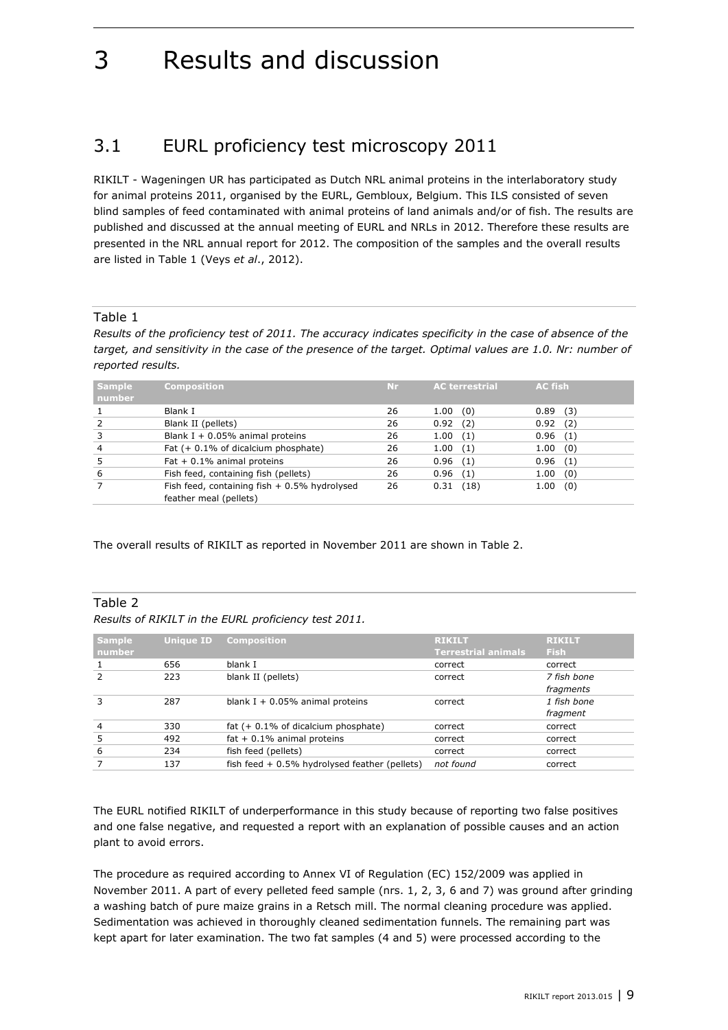# 3 Results and discussion

## 3.1 EURL proficiency test microscopy 2011

RIKILT - Wageningen UR has participated as Dutch NRL animal proteins in the interlaboratory study for animal proteins 2011, organised by the EURL, Gembloux, Belgium. This ILS consisted of seven blind samples of feed contaminated with animal proteins of land animals and/or of fish. The results are published and discussed at the annual meeting of EURL and NRLs in 2012. Therefore these results are presented in the NRL annual report for 2012. The composition of the samples and the overall results are listed in Table 1 (Veys *et al*., 2012).

Table 1

*Results of the proficiency test of 2011. The accuracy indicates specificity in the case of absence of the target, and sensitivity in the case of the presence of the target. Optimal values are 1.0. Nr: number of reported results.*

| Sample number | Composition | Nr | AC terrestrial | AC fish |
|---|---|---|---|---|
| 1 | Blank I | 26 | 1.00 (0) | 0.89 (3) |
| 2 | Blank II (pellets) | 26 | 0.92 (2) | 0.92 (2) |
| 3 | Blank I + 0.05% animal proteins | 26 | 1.00 (1) | 0.96 (1) |
| 4 | Fat (+ 0.1% of dicalcium phosphate) | 26 | 1.00 (1) | 1.00 (0) |
| 5 | Fat + 0.1% animal proteins | 26 | 0.96 (1) | 0.96 (1) |
| 6 | Fish feed, containing fish (pellets) | 26 | 0.96 (1) | 1.00 (0) |
| 7 | Fish feed, containing fish + 0.5% hydrolysed feather meal (pellets) | 26 | 0.31 (18) | 1.00 (0) |

The overall results of RIKILT as reported in November 2011 are shown in Table 2.

Table 2

*Results of RIKILT in the EURL proficiency test 2011.*

| Sample number | Unique ID | Composition | RIKILT Terrestrial animals | RIKILT Fish |
|---|---|---|---|---|
| 1 | 656 | blank I | correct | correct |
| 2 | 223 | blank II (pellets) | correct | *7 fish bone fragments* |
| 3 | 287 | blank I + 0.05% animal proteins | correct | *1 fish bone fragment* |
| 4 | 330 | fat (+ 0.1% of dicalcium phosphate) | correct | correct |
| 5 | 492 | fat + 0.1% animal proteins | correct | correct |
| 6 | 234 | fish feed (pellets) | correct | correct |
| 7 | 137 | fish feed + 0.5% hydrolysed feather (pellets) | *not found* | correct |

The EURL notified RIKILT of underperformance in this study because of reporting two false positives and one false negative, and requested a report with an explanation of possible causes and an action plant to avoid errors.

The procedure as required according to Annex VI of Regulation (EC) 152/2009 was applied in November 2011. A part of every pelleted feed sample (nrs. 1, 2, 3, 6 and 7) was ground after grinding a washing batch of pure maize grains in a Retsch mill. The normal cleaning procedure was applied. Sedimentation was achieved in thoroughly cleaned sedimentation funnels. The remaining part was kept apart for later examination. The two fat samples (4 and 5) were processed according to the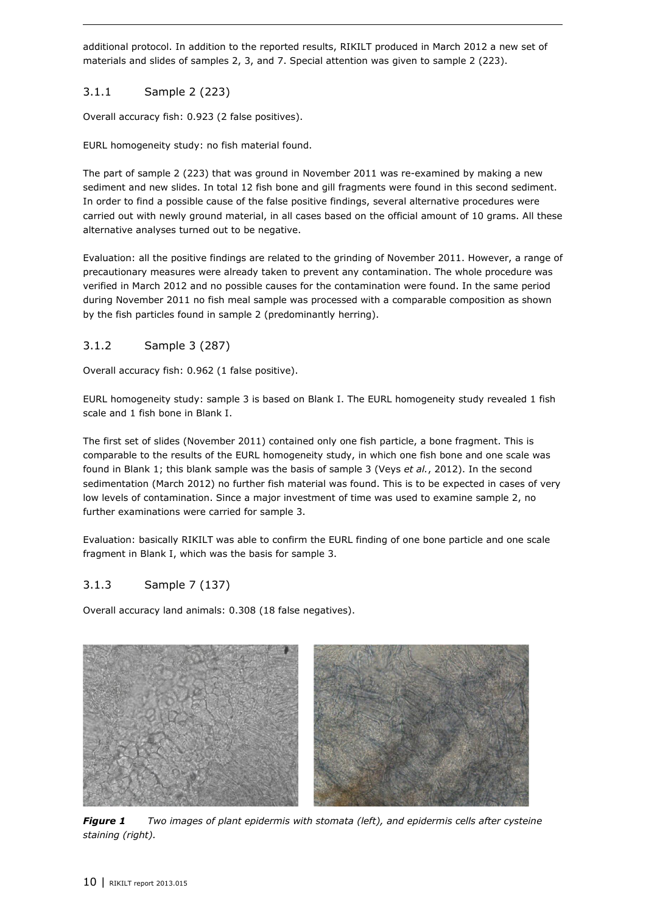additional protocol. In addition to the reported results, RIKILT produced in March 2012 a new set of materials and slides of samples 2, 3, and 7. Special attention was given to sample 2 (223).

### 3.1.1 Sample 2 (223)

Overall accuracy fish: 0.923 (2 false positives).

EURL homogeneity study: no fish material found.

The part of sample 2 (223) that was ground in November 2011 was re-examined by making a new sediment and new slides. In total 12 fish bone and gill fragments were found in this second sediment. In order to find a possible cause of the false positive findings, several alternative procedures were carried out with newly ground material, in all cases based on the official amount of 10 grams. All these alternative analyses turned out to be negative.

Evaluation: all the positive findings are related to the grinding of November 2011. However, a range of precautionary measures were already taken to prevent any contamination. The whole procedure was verified in March 2012 and no possible causes for the contamination were found. In the same period during November 2011 no fish meal sample was processed with a comparable composition as shown by the fish particles found in sample 2 (predominantly herring).

### 3.1.2 Sample 3 (287)

Overall accuracy fish: 0.962 (1 false positive).

EURL homogeneity study: sample 3 is based on Blank I. The EURL homogeneity study revealed 1 fish scale and 1 fish bone in Blank I.

The first set of slides (November 2011) contained only one fish particle, a bone fragment. This is comparable to the results of the EURL homogeneity study, in which one fish bone and one scale was found in Blank 1; this blank sample was the basis of sample 3 (Veys *et al.*, 2012). In the second sedimentation (March 2012) no further fish material was found. This is to be expected in cases of very low levels of contamination. Since a major investment of time was used to examine sample 2, no further examinations were carried for sample 3.

Evaluation: basically RIKILT was able to confirm the EURL finding of one bone particle and one scale fragment in Blank I, which was the basis for sample 3.

### 3.1.3 Sample 7 (137)

Overall accuracy land animals: 0.308 (18 false negatives).

***Figure 1*** *Two images of plant epidermis with stomata (left), and epidermis cells after cysteine staining (right).*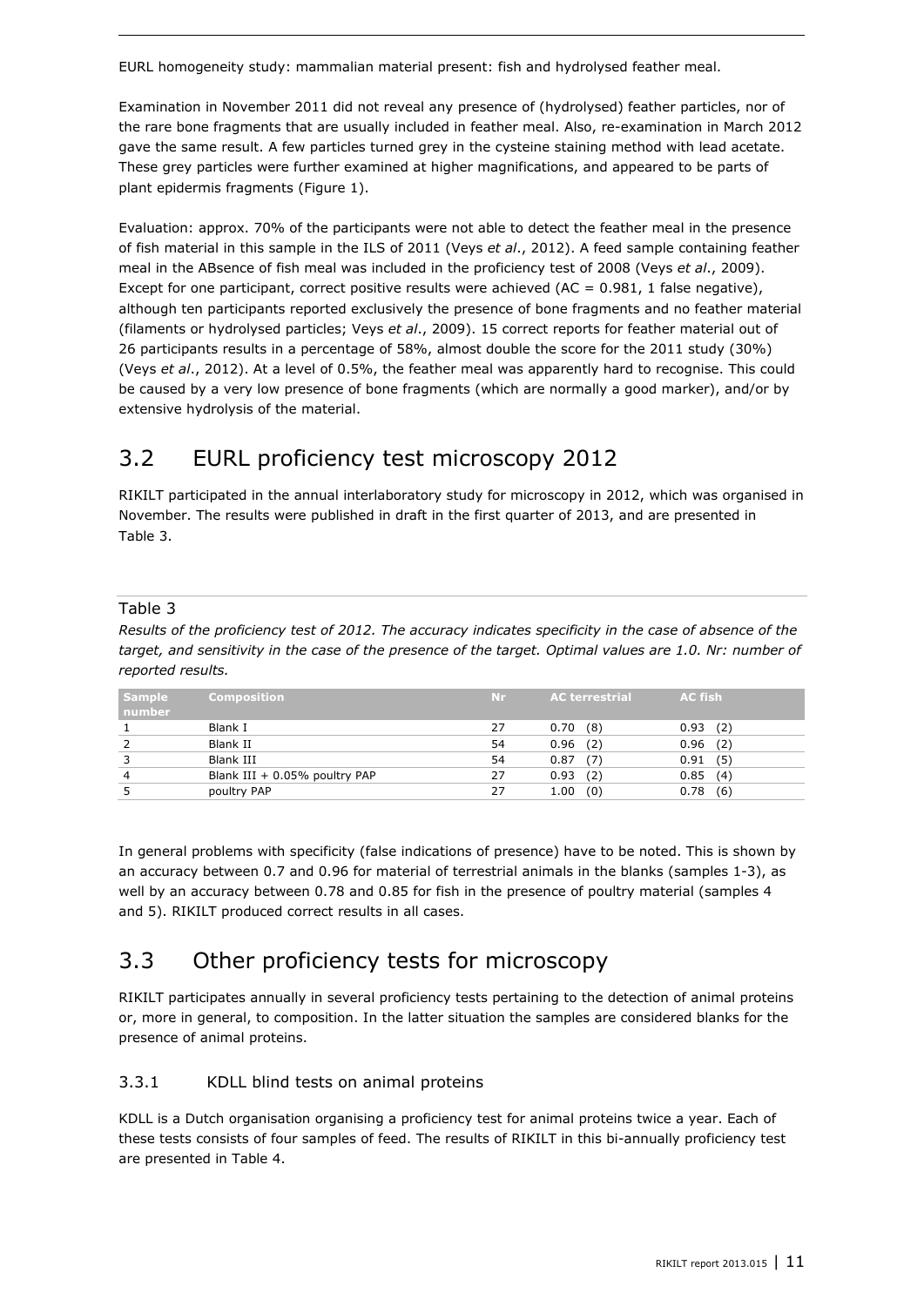EURL homogeneity study: mammalian material present: fish and hydrolysed feather meal.

Examination in November 2011 did not reveal any presence of (hydrolysed) feather particles, nor of the rare bone fragments that are usually included in feather meal. Also, re-examination in March 2012 gave the same result. A few particles turned grey in the cysteine staining method with lead acetate. These grey particles were further examined at higher magnifications, and appeared to be parts of plant epidermis fragments (Figure 1).

Evaluation: approx. 70% of the participants were not able to detect the feather meal in the presence of fish material in this sample in the ILS of 2011 (Veys *et al*., 2012). A feed sample containing feather meal in the ABsence of fish meal was included in the proficiency test of 2008 (Veys *et al*., 2009). Except for one participant, correct positive results were achieved (AC = 0.981, 1 false negative), although ten participants reported exclusively the presence of bone fragments and no feather material (filaments or hydrolysed particles; Veys *et al*., 2009). 15 correct reports for feather material out of 26 participants results in a percentage of 58%, almost double the score for the 2011 study (30%) (Veys *et al*., 2012). At a level of 0.5%, the feather meal was apparently hard to recognise. This could be caused by a very low presence of bone fragments (which are normally a good marker), and/or by extensive hydrolysis of the material.

## 3.2 EURL proficiency test microscopy 2012

RIKILT participated in the annual interlaboratory study for microscopy in 2012, which was organised in November. The results were published in draft in the first quarter of 2013, and are presented in Table 3.

Table 3

*Results of the proficiency test of 2012. The accuracy indicates specificity in the case of absence of the target, and sensitivity in the case of the presence of the target. Optimal values are 1.0. Nr: number of reported results.*

| Sample number | Composition | Nr | AC terrestrial | AC fish |
|---|---|---|---|---|
| 1 | Blank I | 27 | 0.70 (8) | 0.93 (2) |
| 2 | Blank II | 54 | 0.96 (2) | 0.96 (2) |
| 3 | Blank III | 54 | 0.87 (7) | 0.91 (5) |
| 4 | Blank III + 0.05% poultry PAP | 27 | 0.93 (2) | 0.85 (4) |
| 5 | poultry PAP | 27 | 1.00 (0) | 0.78 (6) |

In general problems with specificity (false indications of presence) have to be noted. This is shown by an accuracy between 0.7 and 0.96 for material of terrestrial animals in the blanks (samples 1-3), as well by an accuracy between 0.78 and 0.85 for fish in the presence of poultry material (samples 4 and 5). RIKILT produced correct results in all cases.

## 3.3 Other proficiency tests for microscopy

RIKILT participates annually in several proficiency tests pertaining to the detection of animal proteins or, more in general, to composition. In the latter situation the samples are considered blanks for the presence of animal proteins.

### 3.3.1 KDLL blind tests on animal proteins

KDLL is a Dutch organisation organising a proficiency test for animal proteins twice a year. Each of these tests consists of four samples of feed. The results of RIKILT in this bi-annually proficiency test are presented in Table 4.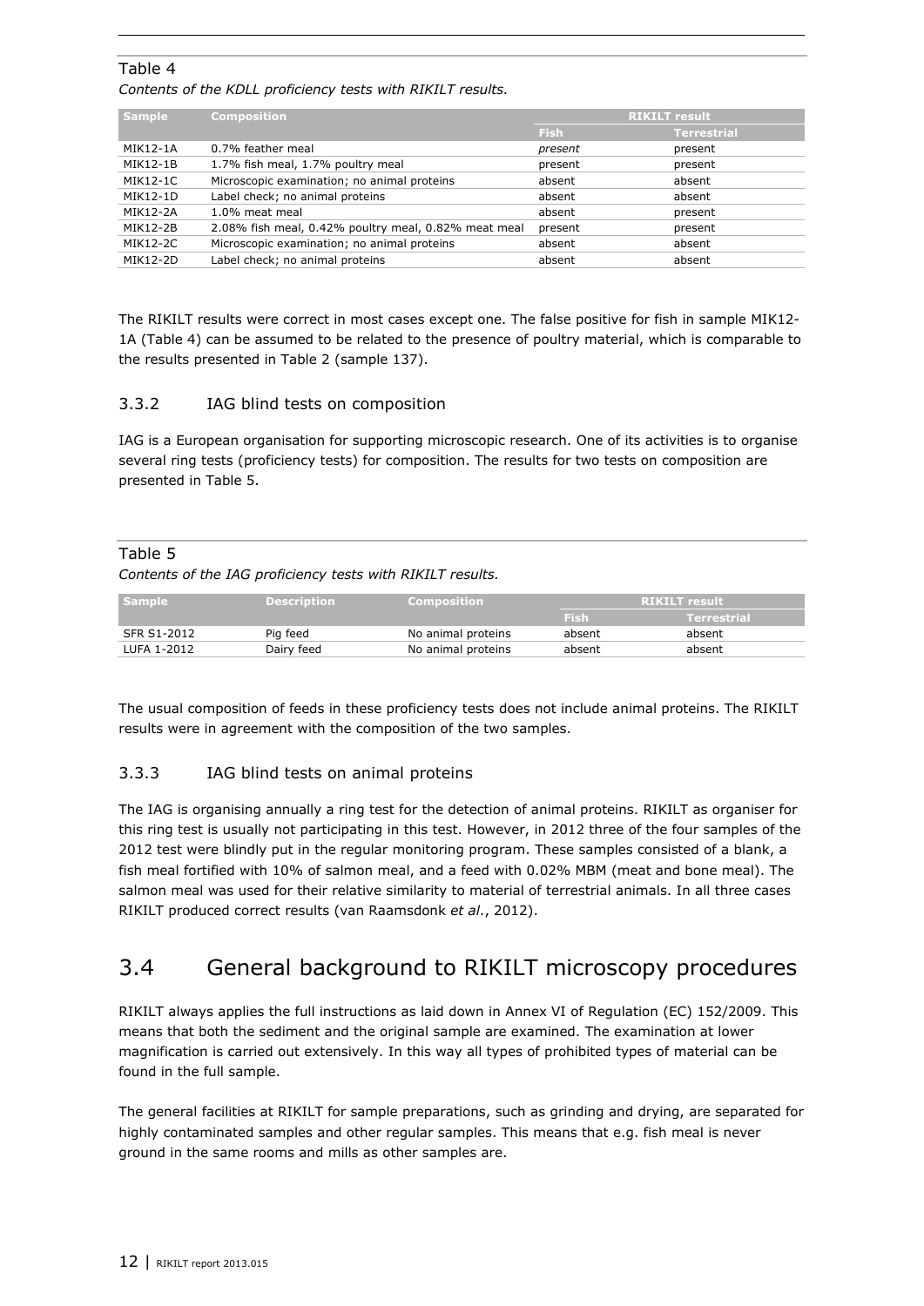Table 4

*Contents of the KDLL proficiency tests with RIKILT results.*

| Sample | Composition | RIKILT result | |
|---|---|---|---|
| | | Fish | Terrestrial |
| MIK12-1A | 0.7% feather meal | *present* | present |
| MIK12-1B | 1.7% fish meal, 1.7% poultry meal | present | present |
| MIK12-1C | Microscopic examination; no animal proteins | absent | absent |
| MIK12-1D | Label check; no animal proteins | absent | absent |
| MIK12-2A | 1.0% meat meal | absent | present |
| MIK12-2B | 2.08% fish meal, 0.42% poultry meal, 0.82% meat meal | present | present |
| MIK12-2C | Microscopic examination; no animal proteins | absent | absent |
| MIK12-2D | Label check; no animal proteins | absent | absent |

The RIKILT results were correct in most cases except one. The false positive for fish in sample MIK12-1A (Table 4) can be assumed to be related to the presence of poultry material, which is comparable to the results presented in Table 2 (sample 137).

### 3.3.2 IAG blind tests on composition

IAG is a European organisation for supporting microscopic research. One of its activities is to organise several ring tests (proficiency tests) for composition. The results for two tests on composition are presented in Table 5.

Table 5

*Contents of the IAG proficiency tests with RIKILT results.*

| Sample | Description | Composition | RIKILT result | |
|---|---|---|---|---|
| | | | Fish | Terrestrial |
| SFR S1-2012 | Pig feed | No animal proteins | absent | absent |
| LUFA 1-2012 | Dairy feed | No animal proteins | absent | absent |

The usual composition of feeds in these proficiency tests does not include animal proteins. The RIKILT results were in agreement with the composition of the two samples.

### 3.3.3 IAG blind tests on animal proteins

The IAG is organising annually a ring test for the detection of animal proteins. RIKILT as organiser for this ring test is usually not participating in this test. However, in 2012 three of the four samples of the 2012 test were blindly put in the regular monitoring program. These samples consisted of a blank, a fish meal fortified with 10% of salmon meal, and a feed with 0.02% MBM (meat and bone meal). The salmon meal was used for their relative similarity to material of terrestrial animals. In all three cases RIKILT produced correct results (van Raamsdonk *et al*., 2012).

## 3.4 General background to RIKILT microscopy procedures

RIKILT always applies the full instructions as laid down in Annex VI of Regulation (EC) 152/2009. This means that both the sediment and the original sample are examined. The examination at lower magnification is carried out extensively. In this way all types of prohibited types of material can be found in the full sample.

The general facilities at RIKILT for sample preparations, such as grinding and drying, are separated for highly contaminated samples and other regular samples. This means that e.g. fish meal is never ground in the same rooms and mills as other samples are.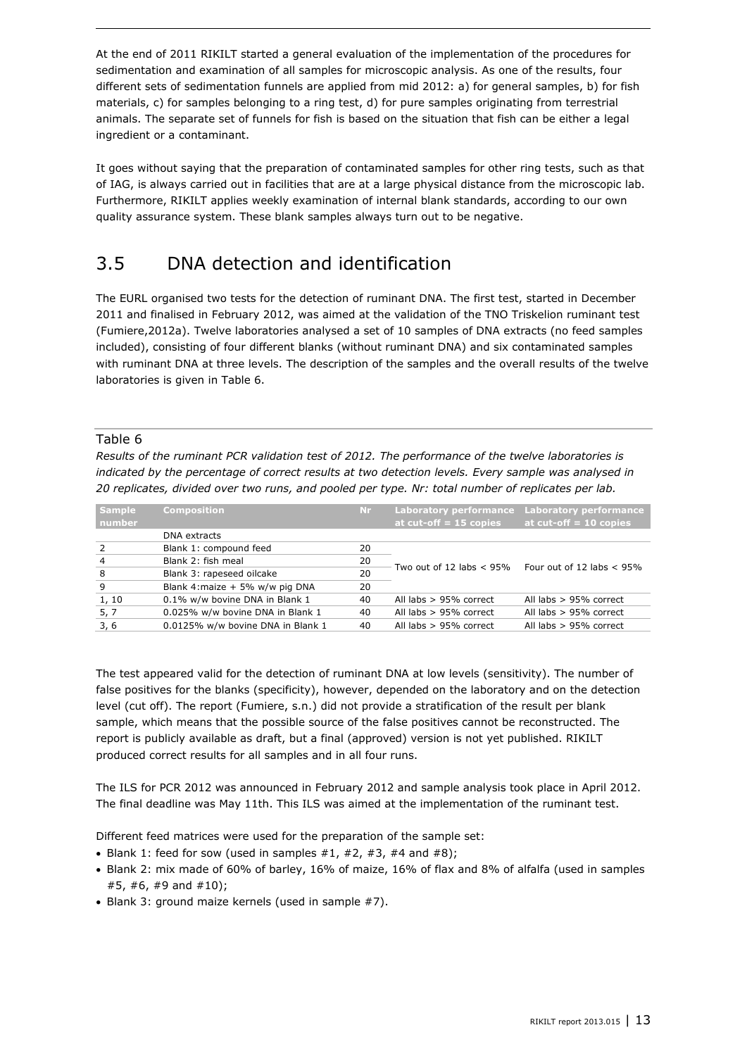At the end of 2011 RIKILT started a general evaluation of the implementation of the procedures for sedimentation and examination of all samples for microscopic analysis. As one of the results, four different sets of sedimentation funnels are applied from mid 2012: a) for general samples, b) for fish materials, c) for samples belonging to a ring test, d) for pure samples originating from terrestrial animals. The separate set of funnels for fish is based on the situation that fish can be either a legal ingredient or a contaminant.

It goes without saying that the preparation of contaminated samples for other ring tests, such as that of IAG, is always carried out in facilities that are at a large physical distance from the microscopic lab. Furthermore, RIKILT applies weekly examination of internal blank standards, according to our own quality assurance system. These blank samples always turn out to be negative.

## 3.5 DNA detection and identification

The EURL organised two tests for the detection of ruminant DNA. The first test, started in December 2011 and finalised in February 2012, was aimed at the validation of the TNO Triskelion ruminant test (Fumiere,2012a). Twelve laboratories analysed a set of 10 samples of DNA extracts (no feed samples included), consisting of four different blanks (without ruminant DNA) and six contaminated samples with ruminant DNA at three levels. The description of the samples and the overall results of the twelve laboratories is given in Table 6.

Table 6

*Results of the ruminant PCR validation test of 2012. The performance of the twelve laboratories is indicated by the percentage of correct results at two detection levels. Every sample was analysed in 20 replicates, divided over two runs, and pooled per type. Nr: total number of replicates per lab.*

| Sample number | Composition | Nr | Laboratory performance at cut-off = 15 copies | Laboratory performance at cut-off = 10 copies |
|---|---|---|---|---|
| | DNA extracts | | | |
| 2 | Blank 1: compound feed | 20 | Two out of 12 labs < 95% | Four out of 12 labs < 95% |
| 4 | Blank 2: fish meal | 20 | | |
| 8 | Blank 3: rapeseed oilcake | 20 | | |
| 9 | Blank 4:maize + 5% w/w pig DNA | 20 | | |
| 1, 10 | 0.1% w/w bovine DNA in Blank 1 | 40 | All labs > 95% correct | All labs > 95% correct |
| 5, 7 | 0.025% w/w bovine DNA in Blank 1 | 40 | All labs > 95% correct | All labs > 95% correct |
| 3, 6 | 0.0125% w/w bovine DNA in Blank 1 | 40 | All labs > 95% correct | All labs > 95% correct |

The test appeared valid for the detection of ruminant DNA at low levels (sensitivity). The number of false positives for the blanks (specificity), however, depended on the laboratory and on the detection level (cut off). The report (Fumiere, s.n.) did not provide a stratification of the result per blank sample, which means that the possible source of the false positives cannot be reconstructed. The report is publicly available as draft, but a final (approved) version is not yet published. RIKILT produced correct results for all samples and in all four runs.

The ILS for PCR 2012 was announced in February 2012 and sample analysis took place in April 2012. The final deadline was May 11th. This ILS was aimed at the implementation of the ruminant test.

Different feed matrices were used for the preparation of the sample set:

- Blank 1: feed for sow (used in samples #1, #2, #3, #4 and #8);
- Blank 2: mix made of 60% of barley, 16% of maize, 16% of flax and 8% of alfalfa (used in samples #5, #6, #9 and #10);
- Blank 3: ground maize kernels (used in sample #7).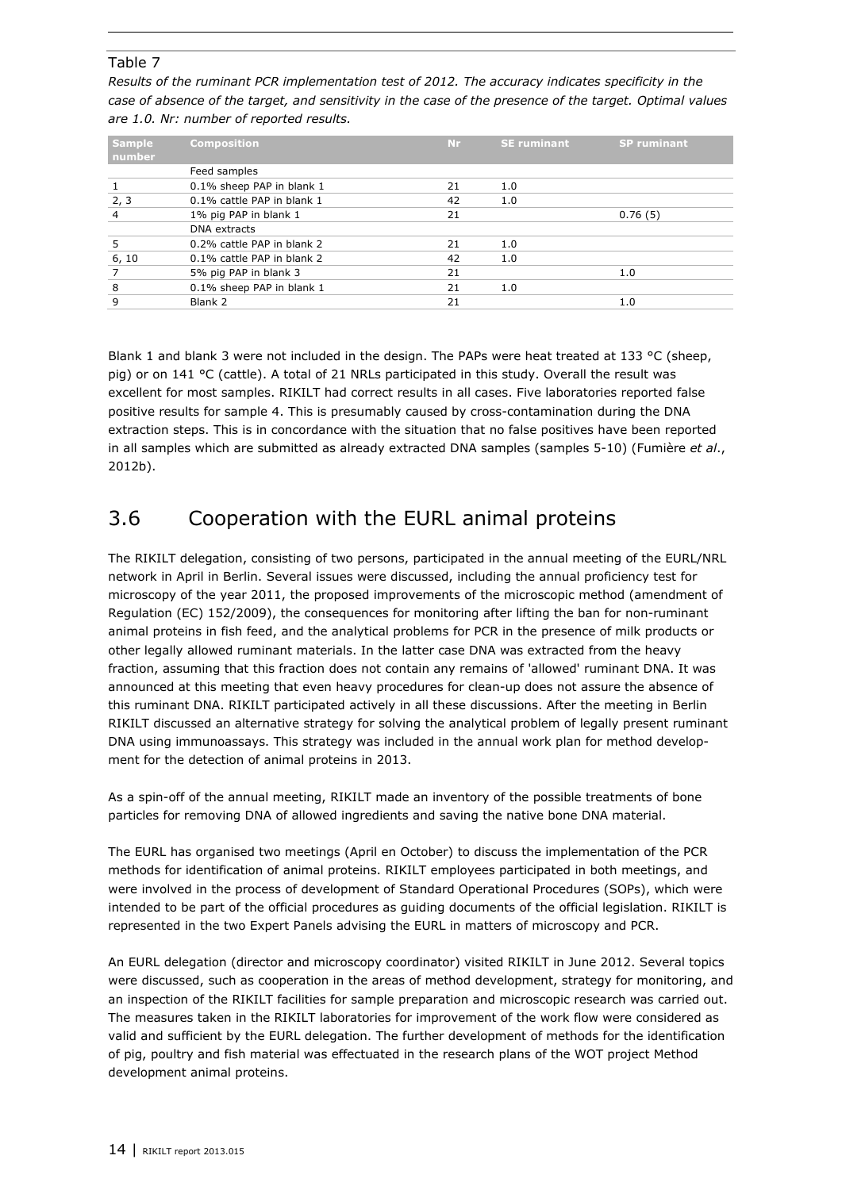Table 7

*Results of the ruminant PCR implementation test of 2012. The accuracy indicates specificity in the case of absence of the target, and sensitivity in the case of the presence of the target. Optimal values are 1.0. Nr: number of reported results.*

| Sample number | Composition | Nr | SE ruminant | SP ruminant |
|---|---|---|---|---|
| | Feed samples | | | |
| 1 | 0.1% sheep PAP in blank 1 | 21 | 1.0 | |
| 2, 3 | 0.1% cattle PAP in blank 1 | 42 | 1.0 | |
| 4 | 1% pig PAP in blank 1 | 21 | | 0.76 (5) |
| | DNA extracts | | | |
| 5 | 0.2% cattle PAP in blank 2 | 21 | 1.0 | |
| 6, 10 | 0.1% cattle PAP in blank 2 | 42 | 1.0 | |
| 7 | 5% pig PAP in blank 3 | 21 | | 1.0 |
| 8 | 0.1% sheep PAP in blank 1 | 21 | 1.0 | |
| 9 | Blank 2 | 21 | | 1.0 |

Blank 1 and blank 3 were not included in the design. The PAPs were heat treated at 133 °C (sheep, pig) or on 141 °C (cattle). A total of 21 NRLs participated in this study. Overall the result was excellent for most samples. RIKILT had correct results in all cases. Five laboratories reported false positive results for sample 4. This is presumably caused by cross-contamination during the DNA extraction steps. This is in concordance with the situation that no false positives have been reported in all samples which are submitted as already extracted DNA samples (samples 5-10) (Fumière *et al*., 2012b).

## 3.6 Cooperation with the EURL animal proteins

The RIKILT delegation, consisting of two persons, participated in the annual meeting of the EURL/NRL network in April in Berlin. Several issues were discussed, including the annual proficiency test for microscopy of the year 2011, the proposed improvements of the microscopic method (amendment of Regulation (EC) 152/2009), the consequences for monitoring after lifting the ban for non-ruminant animal proteins in fish feed, and the analytical problems for PCR in the presence of milk products or other legally allowed ruminant materials. In the latter case DNA was extracted from the heavy fraction, assuming that this fraction does not contain any remains of 'allowed' ruminant DNA. It was announced at this meeting that even heavy procedures for clean-up does not assure the absence of this ruminant DNA. RIKILT participated actively in all these discussions. After the meeting in Berlin RIKILT discussed an alternative strategy for solving the analytical problem of legally present ruminant DNA using immunoassays. This strategy was included in the annual work plan for method development for the detection of animal proteins in 2013.

As a spin-off of the annual meeting, RIKILT made an inventory of the possible treatments of bone particles for removing DNA of allowed ingredients and saving the native bone DNA material.

The EURL has organised two meetings (April en October) to discuss the implementation of the PCR methods for identification of animal proteins. RIKILT employees participated in both meetings, and were involved in the process of development of Standard Operational Procedures (SOPs), which were intended to be part of the official procedures as guiding documents of the official legislation. RIKILT is represented in the two Expert Panels advising the EURL in matters of microscopy and PCR.

An EURL delegation (director and microscopy coordinator) visited RIKILT in June 2012. Several topics were discussed, such as cooperation in the areas of method development, strategy for monitoring, and an inspection of the RIKILT facilities for sample preparation and microscopic research was carried out. The measures taken in the RIKILT laboratories for improvement of the work flow were considered as valid and sufficient by the EURL delegation. The further development of methods for the identification of pig, poultry and fish material was effectuated in the research plans of the WOT project Method development animal proteins.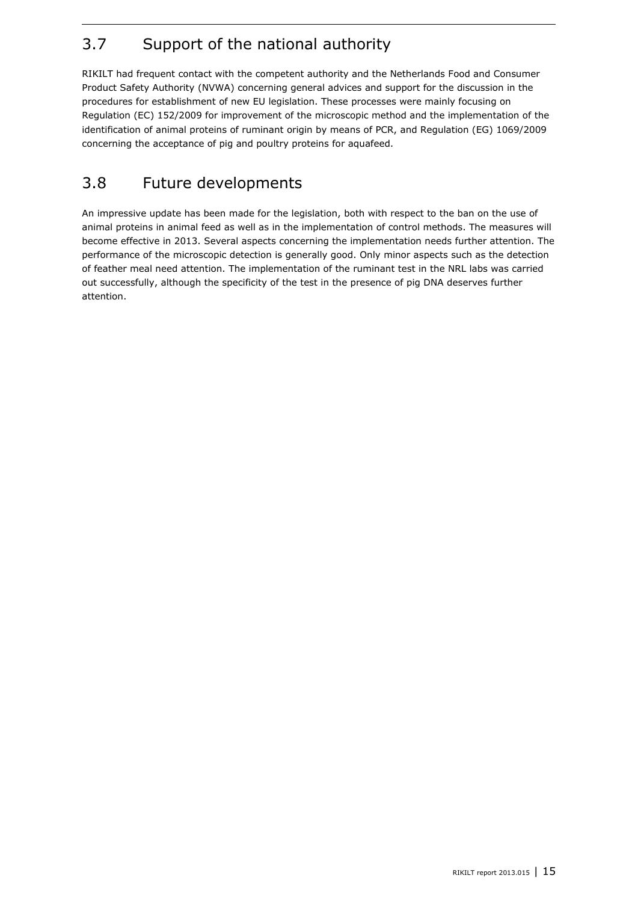## 3.7 Support of the national authority

RIKILT had frequent contact with the competent authority and the Netherlands Food and Consumer Product Safety Authority (NVWA) concerning general advices and support for the discussion in the procedures for establishment of new EU legislation. These processes were mainly focusing on Regulation (EC) 152/2009 for improvement of the microscopic method and the implementation of the identification of animal proteins of ruminant origin by means of PCR, and Regulation (EG) 1069/2009 concerning the acceptance of pig and poultry proteins for aquafeed.

## 3.8 Future developments

An impressive update has been made for the legislation, both with respect to the ban on the use of animal proteins in animal feed as well as in the implementation of control methods. The measures will become effective in 2013. Several aspects concerning the implementation needs further attention. The performance of the microscopic detection is generally good. Only minor aspects such as the detection of feather meal need attention. The implementation of the ruminant test in the NRL labs was carried out successfully, although the specificity of the test in the presence of pig DNA deserves further attention.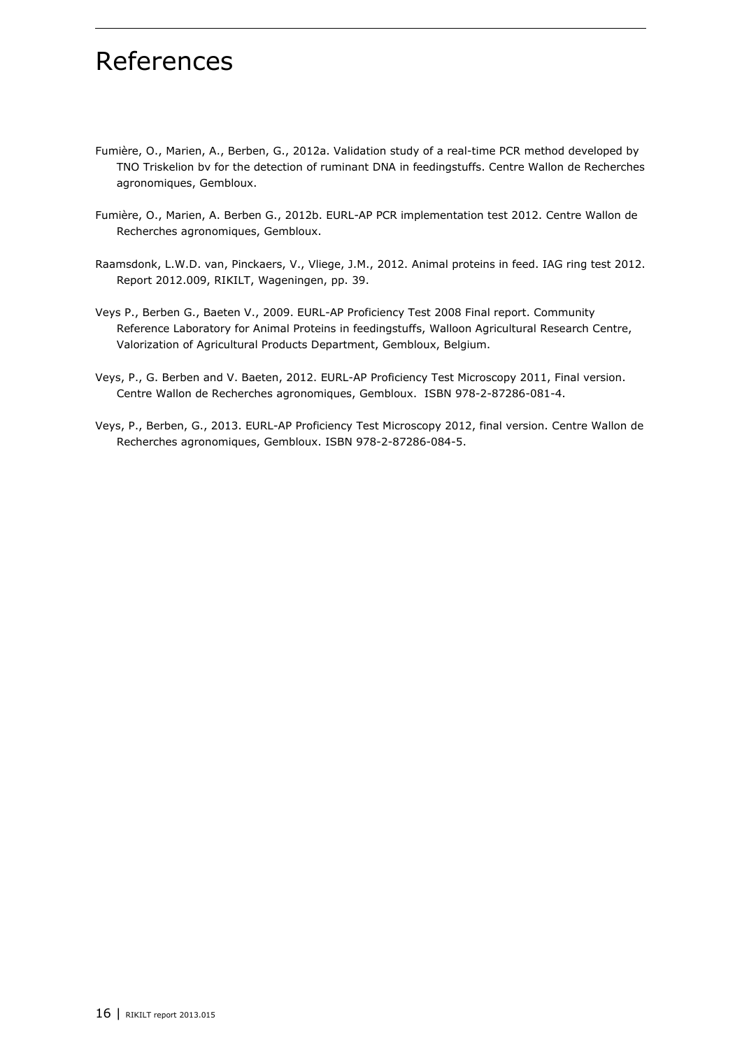# References

Fumière, O., Marien, A., Berben, G., 2012a. Validation study of a real-time PCR method developed by TNO Triskelion bv for the detection of ruminant DNA in feedingstuffs. Centre Wallon de Recherches agronomiques, Gembloux.

Fumière, O., Marien, A. Berben G., 2012b. EURL-AP PCR implementation test 2012. Centre Wallon de Recherches agronomiques, Gembloux.

Raamsdonk, L.W.D. van, Pinckaers, V., Vliege, J.M., 2012. Animal proteins in feed. IAG ring test 2012. Report 2012.009, RIKILT, Wageningen, pp. 39.

Veys P., Berben G., Baeten V., 2009. EURL-AP Proficiency Test 2008 Final report. Community Reference Laboratory for Animal Proteins in feedingstuffs, Walloon Agricultural Research Centre, Valorization of Agricultural Products Department, Gembloux, Belgium.

Veys, P., G. Berben and V. Baeten, 2012. EURL-AP Proficiency Test Microscopy 2011, Final version. Centre Wallon de Recherches agronomiques, Gembloux. ISBN 978-2-87286-081-4.

Veys, P., Berben, G., 2013. EURL-AP Proficiency Test Microscopy 2012, final version. Centre Wallon de Recherches agronomiques, Gembloux. ISBN 978-2-87286-084-5.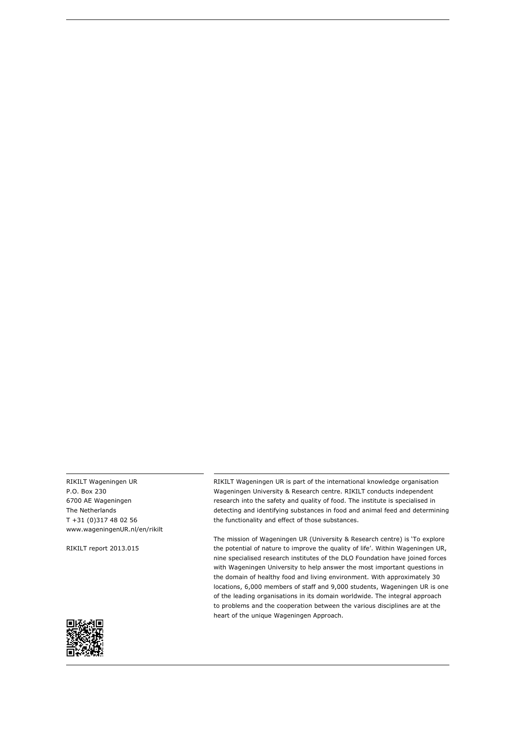RIKILT Wageningen UR
P.O. Box 230
6700 AE Wageningen
The Netherlands
T +31 (0)317 48 02 56
www.wageningenUR.nl/en/rikilt

RIKILT report 2013.015

RIKILT Wageningen UR is part of the international knowledge organisation Wageningen University & Research centre. RIKILT conducts independent research into the safety and quality of food. The institute is specialised in detecting and identifying substances in food and animal feed and determining the functionality and effect of those substances.

The mission of Wageningen UR (University & Research centre) is 'To explore the potential of nature to improve the quality of life'. Within Wageningen UR, nine specialised research institutes of the DLO Foundation have joined forces with Wageningen University to help answer the most important questions in the domain of healthy food and living environment. With approximately 30 locations, 6,000 members of staff and 9,000 students, Wageningen UR is one of the leading organisations in its domain worldwide. The integral approach to problems and the cooperation between the various disciplines are at the heart of the unique Wageningen Approach.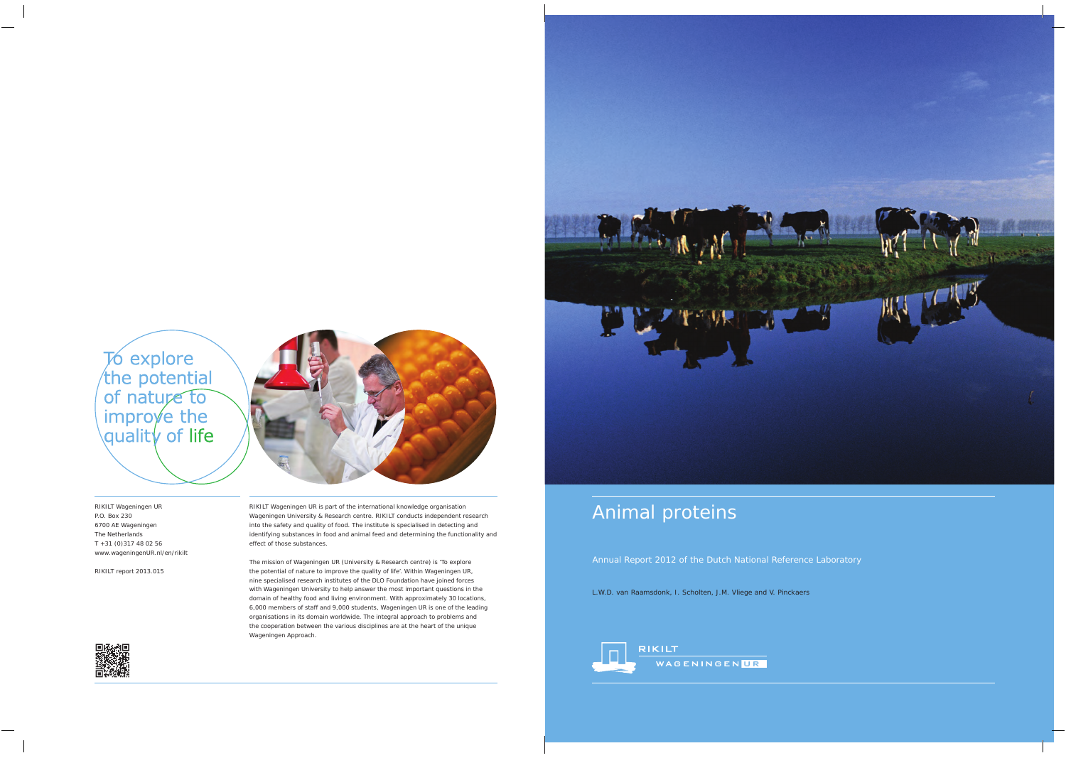To explore the potential of nature to improve the quality of life

RIKILT Wageningen UR
P.O. Box 230
6700 AE Wageningen
The Netherlands
T +31 (0)317 48 02 56
www.wageningenUR.nl/en/rikilt

RIKILT report 2013.015

RIKILT Wageningen UR is part of the international knowledge organisation Wageningen University & Research centre. RIKILT conducts independent research into the safety and quality of food. The institute is specialised in detecting and identifying substances in food and animal feed and determining the functionality and effect of those substances.

The mission of Wageningen UR (University & Research centre) is 'To explore the potential of nature to improve the quality of life'. Within Wageningen UR, nine specialised research institutes of the DLO Foundation have joined forces with Wageningen University to help answer the most important questions in the domain of healthy food and living environment. With approximately 30 locations, 6,000 members of staff and 9,000 students, Wageningen UR is one of the leading organisations in its domain worldwide. The integral approach to problems and the cooperation between the various disciplines are at the heart of the unique Wageningen Approach.

# Animal proteins

Annual Report 2012 of the Dutch National Reference Laboratory

L.W.D. van Raamsdonk, I. Scholten, J.M. Vliege and V. Pinckaers

RIKILT WAGENINGEN UR